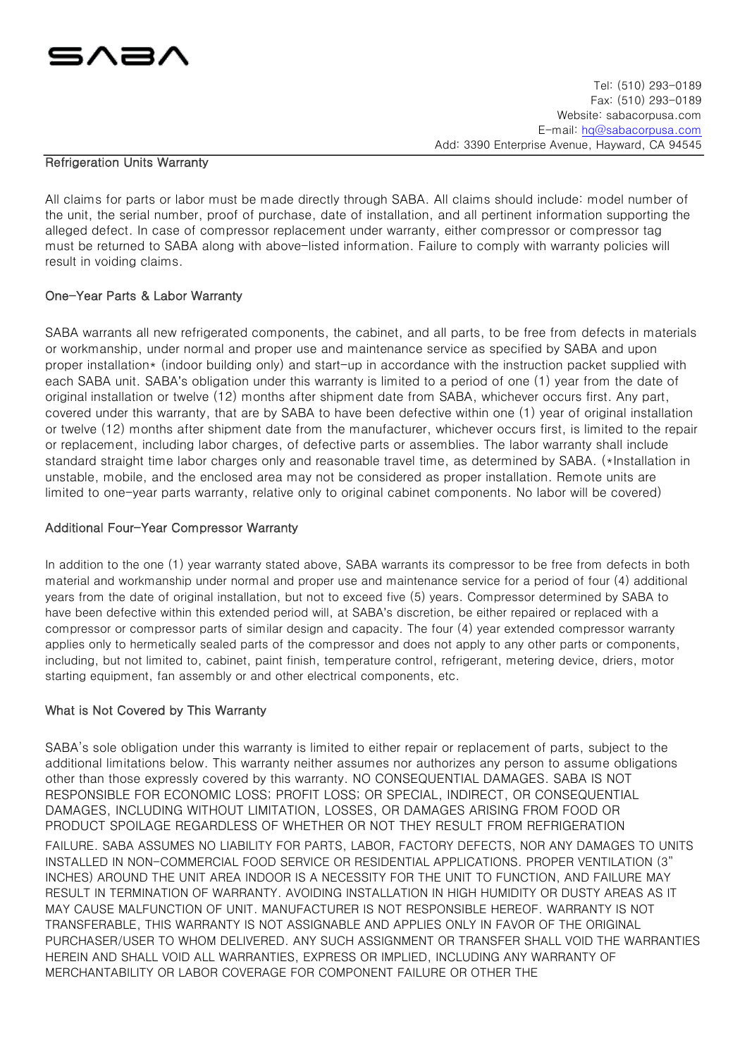SABA

Tel: (510) 293-0189
Fax: (510) 293-0189
Website: sabacorpusa.com
E-mail: hq@sabacorpusa.com
Add: 3390 Enterprise Avenue, Hayward, CA 94545

## Refrigeration Units Warranty

All claims for parts or labor must be made directly through SABA. All claims should include: model number of the unit, the serial number, proof of purchase, date of installation, and all pertinent information supporting the alleged defect. In case of compressor replacement under warranty, either compressor or compressor tag must be returned to SABA along with above-listed information. Failure to comply with warranty policies will result in voiding claims.

## One-Year Parts & Labor Warranty

SABA warrants all new refrigerated components, the cabinet, and all parts, to be free from defects in materials or workmanship, under normal and proper use and maintenance service as specified by SABA and upon proper installation* (indoor building only) and start-up in accordance with the instruction packet supplied with each SABA unit. SABA's obligation under this warranty is limited to a period of one (1) year from the date of original installation or twelve (12) months after shipment date from SABA, whichever occurs first. Any part, covered under this warranty, that are by SABA to have been defective within one (1) year of original installation or twelve (12) months after shipment date from the manufacturer, whichever occurs first, is limited to the repair or replacement, including labor charges, of defective parts or assemblies. The labor warranty shall include standard straight time labor charges only and reasonable travel time, as determined by SABA. (*Installation in unstable, mobile, and the enclosed area may not be considered as proper installation. Remote units are limited to one-year parts warranty, relative only to original cabinet components. No labor will be covered)

## Additional Four-Year Compressor Warranty

In addition to the one (1) year warranty stated above, SABA warrants its compressor to be free from defects in both material and workmanship under normal and proper use and maintenance service for a period of four (4) additional years from the date of original installation, but not to exceed five (5) years. Compressor determined by SABA to have been defective within this extended period will, at SABA's discretion, be either repaired or replaced with a compressor or compressor parts of similar design and capacity. The four (4) year extended compressor warranty applies only to hermetically sealed parts of the compressor and does not apply to any other parts or components, including, but not limited to, cabinet, paint finish, temperature control, refrigerant, metering device, driers, motor starting equipment, fan assembly or and other electrical components, etc.

## What is Not Covered by This Warranty

SABA's sole obligation under this warranty is limited to either repair or replacement of parts, subject to the additional limitations below. This warranty neither assumes nor authorizes any person to assume obligations other than those expressly covered by this warranty. NO CONSEQUENTIAL DAMAGES. SABA IS NOT RESPONSIBLE FOR ECONOMIC LOSS; PROFIT LOSS; OR SPECIAL, INDIRECT, OR CONSEQUENTIAL DAMAGES, INCLUDING WITHOUT LIMITATION, LOSSES, OR DAMAGES ARISING FROM FOOD OR PRODUCT SPOILAGE REGARDLESS OF WHETHER OR NOT THEY RESULT FROM REFRIGERATION FAILURE. SABA ASSUMES NO LIABILITY FOR PARTS, LABOR, FACTORY DEFECTS, NOR ANY DAMAGES TO UNITS INSTALLED IN NON-COMMERCIAL FOOD SERVICE OR RESIDENTIAL APPLICATIONS. PROPER VENTILATION (3" INCHES) AROUND THE UNIT AREA INDOOR IS A NECESSITY FOR THE UNIT TO FUNCTION, AND FAILURE MAY RESULT IN TERMINATION OF WARRANTY. AVOIDING INSTALLATION IN HIGH HUMIDITY OR DUSTY AREAS AS IT MAY CAUSE MALFUNCTION OF UNIT. MANUFACTURER IS NOT RESPONSIBLE HEREOF. WARRANTY IS NOT TRANSFERABLE, THIS WARRANTY IS NOT ASSIGNABLE AND APPLIES ONLY IN FAVOR OF THE ORIGINAL PURCHASER/USER TO WHOM DELIVERED. ANY SUCH ASSIGNMENT OR TRANSFER SHALL VOID THE WARRANTIES HEREIN AND SHALL VOID ALL WARRANTIES, EXPRESS OR IMPLIED, INCLUDING ANY WARRANTY OF MERCHANTABILITY OR LABOR COVERAGE FOR COMPONENT FAILURE OR OTHER THE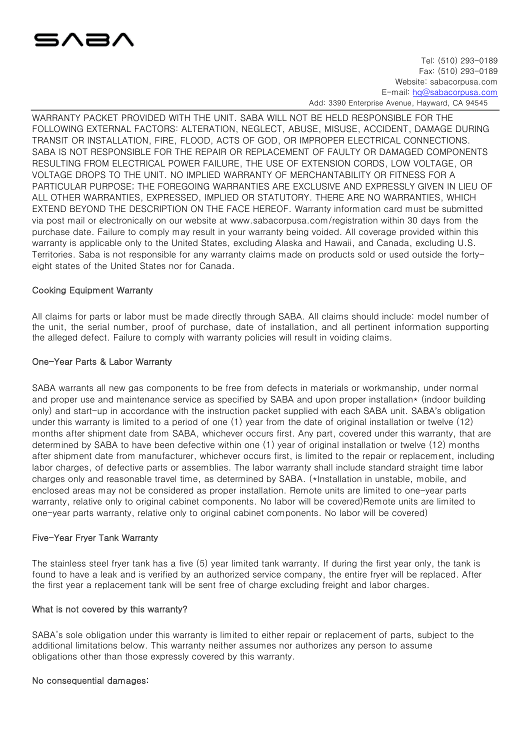SABA

Tel: (510) 293-0189
Fax: (510) 293-0189
Website: sabacorpusa.com
E-mail: hq@sabacorpusa.com
Add: 3390 Enterprise Avenue, Hayward, CA 94545

WARRANTY PACKET PROVIDED WITH THE UNIT. SABA WILL NOT BE HELD RESPONSIBLE FOR THE FOLLOWING EXTERNAL FACTORS: ALTERATION, NEGLECT, ABUSE, MISUSE, ACCIDENT, DAMAGE DURING TRANSIT OR INSTALLATION, FIRE, FLOOD, ACTS OF GOD, OR IMPROPER ELECTRICAL CONNECTIONS. SABA IS NOT RESPONSIBLE FOR THE REPAIR OR REPLACEMENT OF FAULTY OR DAMAGED COMPONENTS RESULTING FROM ELECTRICAL POWER FAILURE, THE USE OF EXTENSION CORDS, LOW VOLTAGE, OR VOLTAGE DROPS TO THE UNIT. NO IMPLIED WARRANTY OF MERCHANTABILITY OR FITNESS FOR A PARTICULAR PURPOSE; THE FOREGOING WARRANTIES ARE EXCLUSIVE AND EXPRESSLY GIVEN IN LIEU OF ALL OTHER WARRANTIES, EXPRESSED, IMPLIED OR STATUTORY. THERE ARE NO WARRANTIES, WHICH EXTEND BEYOND THE DESCRIPTION ON THE FACE HEREOF. Warranty information card must be submitted via post mail or electronically on our website at www.sabacorpusa.com/registration within 30 days from the purchase date. Failure to comply may result in your warranty being voided. All coverage provided within this warranty is applicable only to the United States, excluding Alaska and Hawaii, and Canada, excluding U.S. Territories. Saba is not responsible for any warranty claims made on products sold or used outside the forty-eight states of the United States nor for Canada.

## Cooking Equipment Warranty

All claims for parts or labor must be made directly through SABA. All claims should include: model number of the unit, the serial number, proof of purchase, date of installation, and all pertinent information supporting the alleged defect. Failure to comply with warranty policies will result in voiding claims.

## One-Year Parts & Labor Warranty

SABA warrants all new gas components to be free from defects in materials or workmanship, under normal and proper use and maintenance service as specified by SABA and upon proper installation* (indoor building only) and start-up in accordance with the instruction packet supplied with each SABA unit. SABA's obligation under this warranty is limited to a period of one (1) year from the date of original installation or twelve (12) months after shipment date from SABA, whichever occurs first. Any part, covered under this warranty, that are determined by SABA to have been defective within one (1) year of original installation or twelve (12) months after shipment date from manufacturer, whichever occurs first, is limited to the repair or replacement, including labor charges, of defective parts or assemblies. The labor warranty shall include standard straight time labor charges only and reasonable travel time, as determined by SABA. (*Installation in unstable, mobile, and enclosed areas may not be considered as proper installation. Remote units are limited to one-year parts warranty, relative only to original cabinet components. No labor will be covered)Remote units are limited to one-year parts warranty, relative only to original cabinet components. No labor will be covered)

## Five-Year Fryer Tank Warranty

The stainless steel fryer tank has a five (5) year limited tank warranty. If during the first year only, the tank is found to have a leak and is verified by an authorized service company, the entire fryer will be replaced. After the first year a replacement tank will be sent free of charge excluding freight and labor charges.

## What is not covered by this warranty?

SABA's sole obligation under this warranty is limited to either repair or replacement of parts, subject to the additional limitations below. This warranty neither assumes nor authorizes any person to assume obligations other than those expressly covered by this warranty.

## No consequential damages: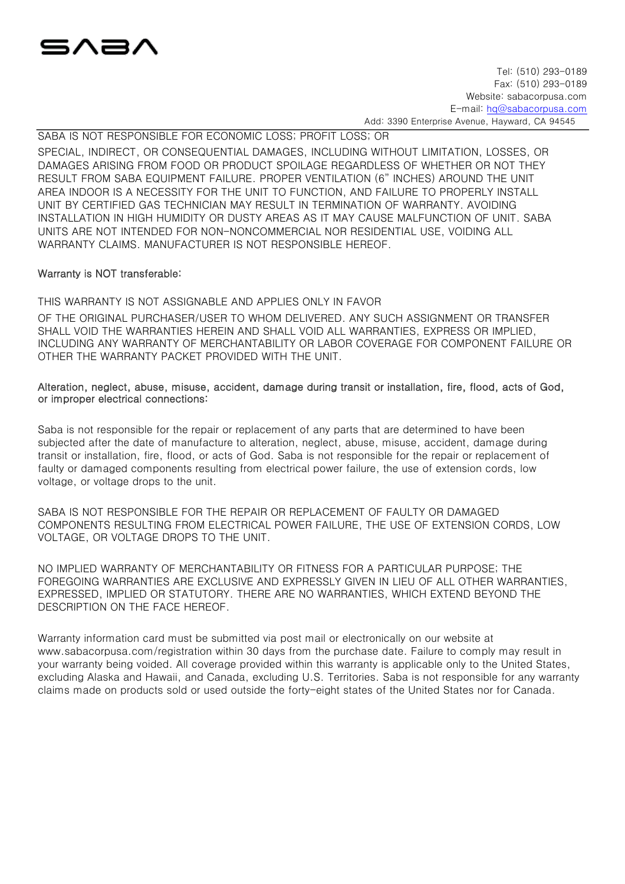SABA

Tel: (510) 293-0189
Fax: (510) 293-0189
Website: sabacorpusa.com
E-mail: hq@sabacorpusa.com
Add: 3390 Enterprise Avenue, Hayward, CA 94545

SABA IS NOT RESPONSIBLE FOR ECONOMIC LOSS; PROFIT LOSS; OR SPECIAL, INDIRECT, OR CONSEQUENTIAL DAMAGES, INCLUDING WITHOUT LIMITATION, LOSSES, OR DAMAGES ARISING FROM FOOD OR PRODUCT SPOILAGE REGARDLESS OF WHETHER OR NOT THEY RESULT FROM SABA EQUIPMENT FAILURE. PROPER VENTILATION (6" INCHES) AROUND THE UNIT AREA INDOOR IS A NECESSITY FOR THE UNIT TO FUNCTION, AND FAILURE TO PROPERLY INSTALL UNIT BY CERTIFIED GAS TECHNICIAN MAY RESULT IN TERMINATION OF WARRANTY. AVOIDING INSTALLATION IN HIGH HUMIDITY OR DUSTY AREAS AS IT MAY CAUSE MALFUNCTION OF UNIT. SABA UNITS ARE NOT INTENDED FOR NON-NONCOMMERCIAL NOR RESIDENTIAL USE, VOIDING ALL WARRANTY CLAIMS. MANUFACTURER IS NOT RESPONSIBLE HEREOF.

**Warranty is NOT transferable:**

THIS WARRANTY IS NOT ASSIGNABLE AND APPLIES ONLY IN FAVOR OF THE ORIGINAL PURCHASER/USER TO WHOM DELIVERED. ANY SUCH ASSIGNMENT OR TRANSFER SHALL VOID THE WARRANTIES HEREIN AND SHALL VOID ALL WARRANTIES, EXPRESS OR IMPLIED, INCLUDING ANY WARRANTY OF MERCHANTABILITY OR LABOR COVERAGE FOR COMPONENT FAILURE OR OTHER THE WARRANTY PACKET PROVIDED WITH THE UNIT.

**Alteration, neglect, abuse, misuse, accident, damage during transit or installation, fire, flood, acts of God, or improper electrical connections:**

Saba is not responsible for the repair or replacement of any parts that are determined to have been subjected after the date of manufacture to alteration, neglect, abuse, misuse, accident, damage during transit or installation, fire, flood, or acts of God. Saba is not responsible for the repair or replacement of faulty or damaged components resulting from electrical power failure, the use of extension cords, low voltage, or voltage drops to the unit.

SABA IS NOT RESPONSIBLE FOR THE REPAIR OR REPLACEMENT OF FAULTY OR DAMAGED COMPONENTS RESULTING FROM ELECTRICAL POWER FAILURE, THE USE OF EXTENSION CORDS, LOW VOLTAGE, OR VOLTAGE DROPS TO THE UNIT.

NO IMPLIED WARRANTY OF MERCHANTABILITY OR FITNESS FOR A PARTICULAR PURPOSE; THE FOREGOING WARRANTIES ARE EXCLUSIVE AND EXPRESSLY GIVEN IN LIEU OF ALL OTHER WARRANTIES, EXPRESSED, IMPLIED OR STATUTORY. THERE ARE NO WARRANTIES, WHICH EXTEND BEYOND THE DESCRIPTION ON THE FACE HEREOF.

Warranty information card must be submitted via post mail or electronically on our website at www.sabacorpusa.com/registration within 30 days from the purchase date. Failure to comply may result in your warranty being voided. All coverage provided within this warranty is applicable only to the United States, excluding Alaska and Hawaii, and Canada, excluding U.S. Territories. Saba is not responsible for any warranty claims made on products sold or used outside the forty-eight states of the United States nor for Canada.